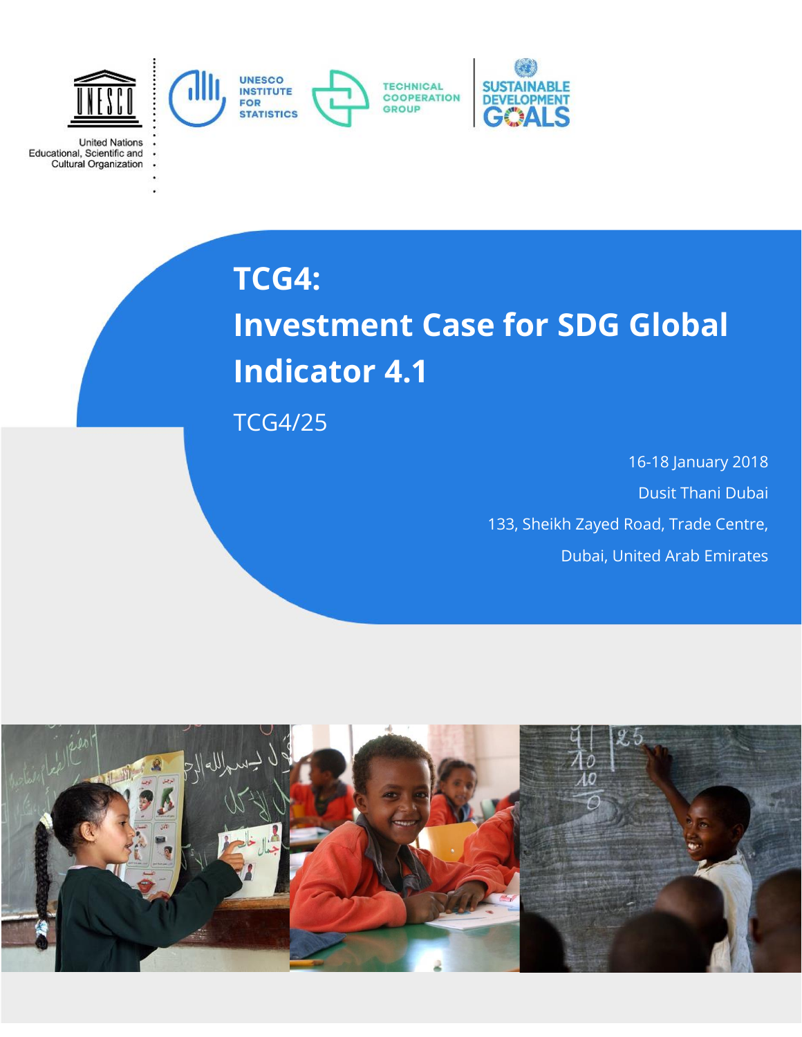United Nations Educational, Scientific and Cultural Organization

UNESCO INSTITUTE FOR STATISTICS

TECHNICAL COOPERATION GROUP

SUSTAINABLE DEVELOPMENT GOALS

# TCG4:

# Investment Case for SDG Global Indicator 4.1

TCG4/25

16-18 January 2018

Dusit Thani Dubai

133, Sheikh Zayed Road, Trade Centre,

Dubai, United Arab Emirates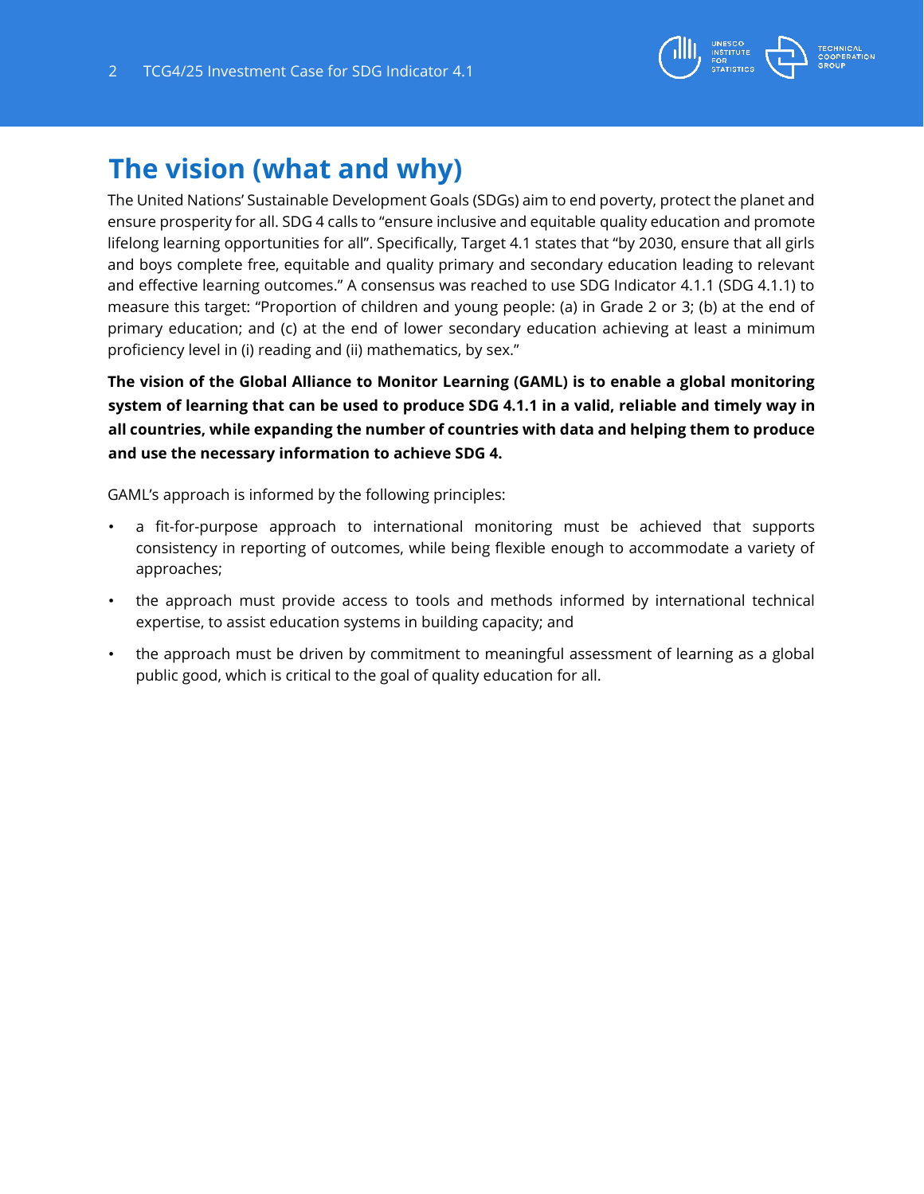## The vision (what and why)

The United Nations' Sustainable Development Goals (SDGs) aim to end poverty, protect the planet and ensure prosperity for all. SDG 4 calls to "ensure inclusive and equitable quality education and promote lifelong learning opportunities for all". Specifically, Target 4.1 states that "by 2030, ensure that all girls and boys complete free, equitable and quality primary and secondary education leading to relevant and effective learning outcomes." A consensus was reached to use SDG Indicator 4.1.1 (SDG 4.1.1) to measure this target: "Proportion of children and young people: (a) in Grade 2 or 3; (b) at the end of primary education; and (c) at the end of lower secondary education achieving at least a minimum proficiency level in (i) reading and (ii) mathematics, by sex."

**The vision of the Global Alliance to Monitor Learning (GAML) is to enable a global monitoring system of learning that can be used to produce SDG 4.1.1 in a valid, reliable and timely way in all countries, while expanding the number of countries with data and helping them to produce and use the necessary information to achieve SDG 4.**

GAML's approach is informed by the following principles:

- a fit-for-purpose approach to international monitoring must be achieved that supports consistency in reporting of outcomes, while being flexible enough to accommodate a variety of approaches;
- the approach must provide access to tools and methods informed by international technical expertise, to assist education systems in building capacity; and
- the approach must be driven by commitment to meaningful assessment of learning as a global public good, which is critical to the goal of quality education for all.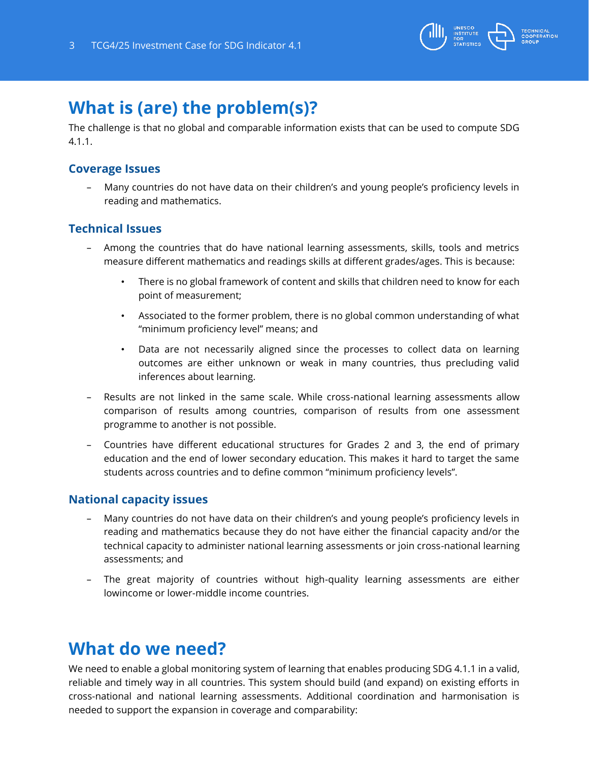## What is (are) the problem(s)?

The challenge is that no global and comparable information exists that can be used to compute SDG 4.1.1.

### Coverage Issues

- Many countries do not have data on their children's and young people's proficiency levels in reading and mathematics.

### Technical Issues

- Among the countries that do have national learning assessments, skills, tools and metrics measure different mathematics and readings skills at different grades/ages. This is because:
    - There is no global framework of content and skills that children need to know for each point of measurement;
    - Associated to the former problem, there is no global common understanding of what "minimum proficiency level" means; and
    - Data are not necessarily aligned since the processes to collect data on learning outcomes are either unknown or weak in many countries, thus precluding valid inferences about learning.
- Results are not linked in the same scale. While cross-national learning assessments allow comparison of results among countries, comparison of results from one assessment programme to another is not possible.
- Countries have different educational structures for Grades 2 and 3, the end of primary education and the end of lower secondary education. This makes it hard to target the same students across countries and to define common "minimum proficiency levels".

### National capacity issues

- Many countries do not have data on their children's and young people's proficiency levels in reading and mathematics because they do not have either the financial capacity and/or the technical capacity to administer national learning assessments or join cross-national learning assessments; and
- The great majority of countries without high-quality learning assessments are either lowincome or lower-middle income countries.

## What do we need?

We need to enable a global monitoring system of learning that enables producing SDG 4.1.1 in a valid, reliable and timely way in all countries. This system should build (and expand) on existing efforts in cross-national and national learning assessments. Additional coordination and harmonisation is needed to support the expansion in coverage and comparability: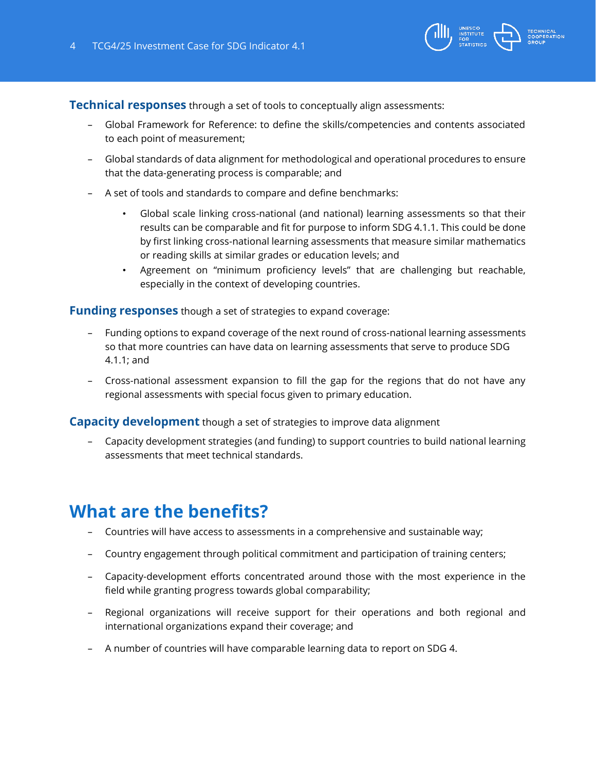**Technical responses** through a set of tools to conceptually align assessments:

- Global Framework for Reference: to define the skills/competencies and contents associated to each point of measurement;
- Global standards of data alignment for methodological and operational procedures to ensure that the data-generating process is comparable; and
- A set of tools and standards to compare and define benchmarks:
    - Global scale linking cross-national (and national) learning assessments so that their results can be comparable and fit for purpose to inform SDG 4.1.1. This could be done by first linking cross-national learning assessments that measure similar mathematics or reading skills at similar grades or education levels; and
    - Agreement on "minimum proficiency levels" that are challenging but reachable, especially in the context of developing countries.

**Funding responses** though a set of strategies to expand coverage:

- Funding options to expand coverage of the next round of cross-national learning assessments so that more countries can have data on learning assessments that serve to produce SDG 4.1.1; and
- Cross-national assessment expansion to fill the gap for the regions that do not have any regional assessments with special focus given to primary education.

**Capacity development** though a set of strategies to improve data alignment

- Capacity development strategies (and funding) to support countries to build national learning assessments that meet technical standards.

## What are the benefits?

- Countries will have access to assessments in a comprehensive and sustainable way;
- Country engagement through political commitment and participation of training centers;
- Capacity-development efforts concentrated around those with the most experience in the field while granting progress towards global comparability;
- Regional organizations will receive support for their operations and both regional and international organizations expand their coverage; and
- A number of countries will have comparable learning data to report on SDG 4.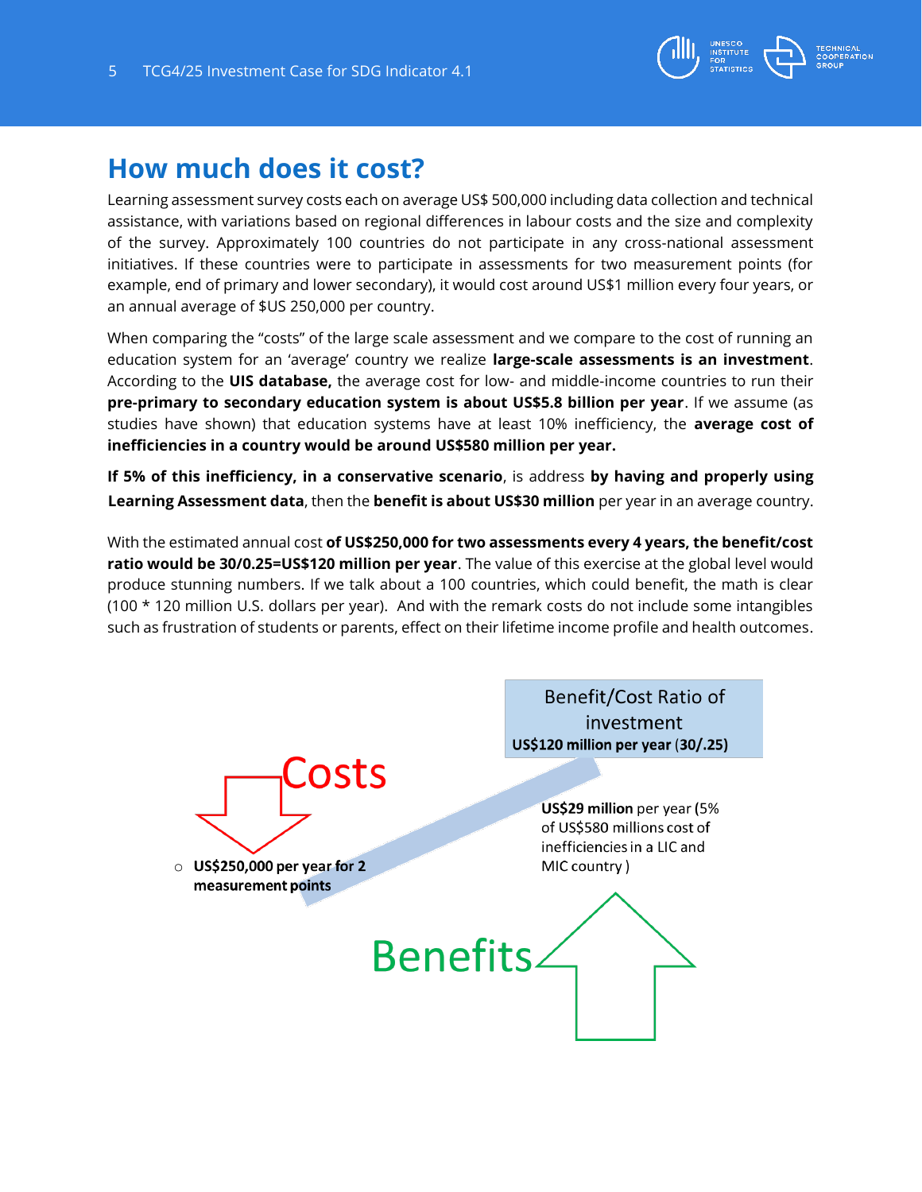## How much does it cost?

Learning assessment survey costs each on average US$ 500,000 including data collection and technical assistance, with variations based on regional differences in labour costs and the size and complexity of the survey. Approximately 100 countries do not participate in any cross-national assessment initiatives. If these countries were to participate in assessments for two measurement points (for example, end of primary and lower secondary), it would cost around US$1 million every four years, or an annual average of $US 250,000 per country.

When comparing the "costs" of the large scale assessment and we compare to the cost of running an education system for an 'average' country we realize **large-scale assessments is an investment**. According to the **UIS database,** the average cost for low- and middle-income countries to run their **pre-primary to secondary education system is about US$5.8 billion per year**. If we assume (as studies have shown) that education systems have at least 10% inefficiency, the **average cost of inefficiencies in a country would be around US$580 million per year.**

**If 5% of this inefficiency, in a conservative scenario**, is address **by having and properly using Learning Assessment data**, then the **benefit is about US$30 million** per year in an average country.

With the estimated annual cost **of US$250,000 for two assessments every 4 years, the benefit/cost ratio would be 30/0.25=US$120 million per year**. The value of this exercise at the global level would produce stunning numbers. If we talk about a 100 countries, which could benefit, the math is clear (100 * 120 million U.S. dollars per year). And with the remark costs do not include some intangibles such as frustration of students or parents, effect on their lifetime income profile and health outcomes.

Benefit/Cost Ratio of investment
**US$120 million per year** (**30/.25**)

Costs

- **US$250,000 per year for 2 measurement points**

**US$29 million** per year (5% of US$580 millions cost of inefficiencies in a LIC and MIC country )

Benefits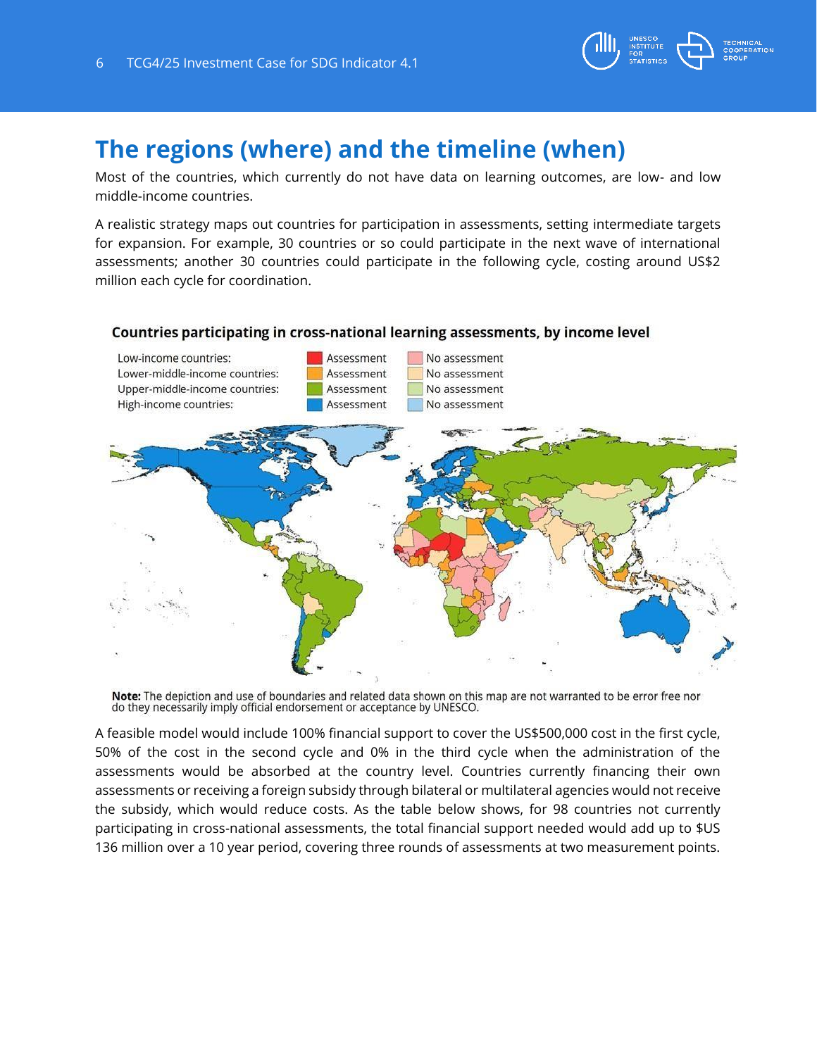## The regions (where) and the timeline (when)

Most of the countries, which currently do not have data on learning outcomes, are low- and low middle-income countries.

A realistic strategy maps out countries for participation in assessments, setting intermediate targets for expansion. For example, 30 countries or so could participate in the next wave of international assessments; another 30 countries could participate in the following cycle, costing around US$2 million each cycle for coordination.

**Countries participating in cross-national learning assessments, by income level**

| | | |
|---|---|---|
| Low-income countries: | Assessment | No assessment |
| Lower-middle-income countries: | Assessment | No assessment |
| Upper-middle-income countries: | Assessment | No assessment |
| High-income countries: | Assessment | No assessment |

**Note:** The depiction and use of boundaries and related data shown on this map are not warranted to be error free nor do they necessarily imply official endorsement or acceptance by UNESCO.

A feasible model would include 100% financial support to cover the US$500,000 cost in the first cycle, 50% of the cost in the second cycle and 0% in the third cycle when the administration of the assessments would be absorbed at the country level. Countries currently financing their own assessments or receiving a foreign subsidy through bilateral or multilateral agencies would not receive the subsidy, which would reduce costs. As the table below shows, for 98 countries not currently participating in cross-national assessments, the total financial support needed would add up to $US 136 million over a 10 year period, covering three rounds of assessments at two measurement points.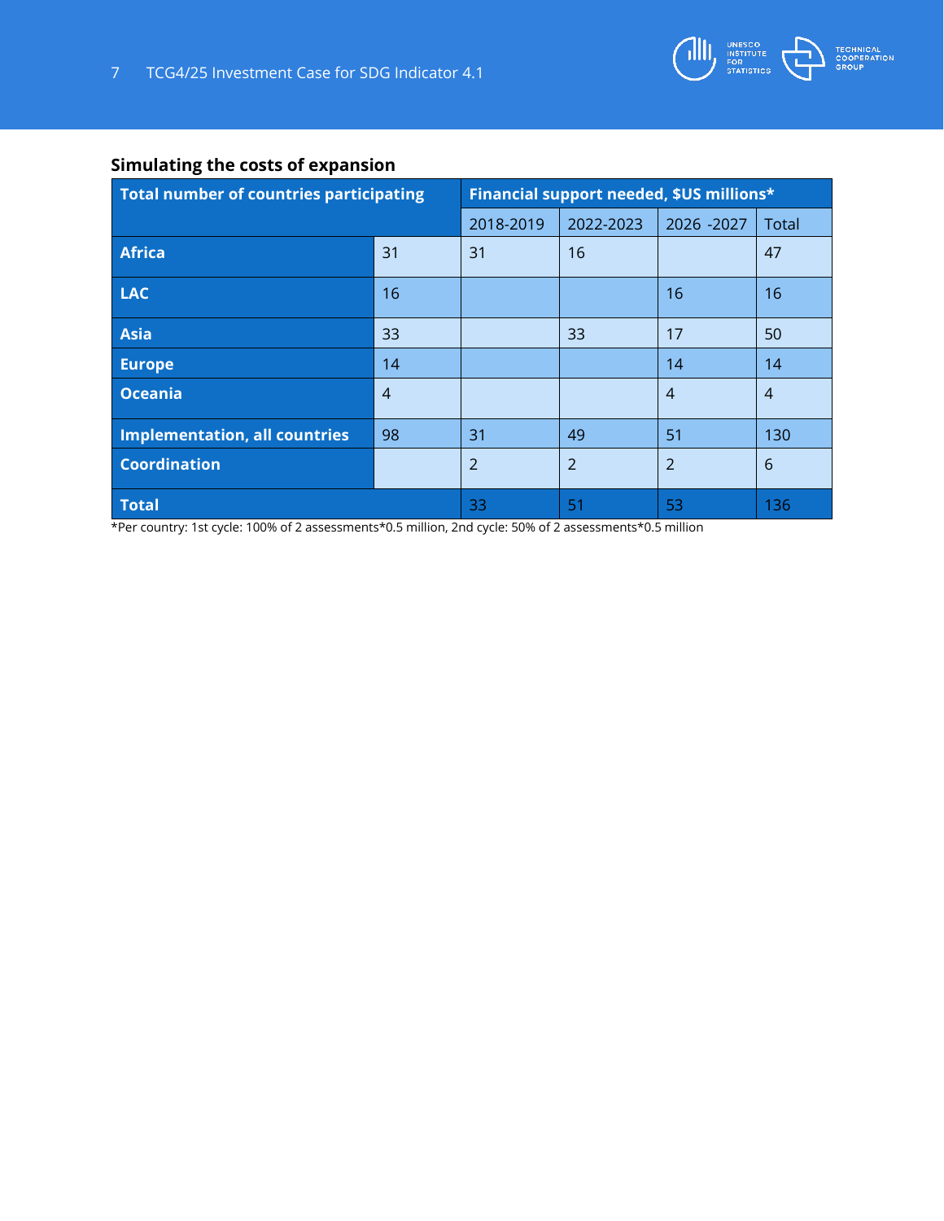## Simulating the costs of expansion

| Total number of countries participating | | Financial support needed, $US millions* | | | |
|---|---|---|---|---|---|
| | | 2018-2019 | 2022-2023 | 2026 -2027 | Total |
| **Africa** | 31 | 31 | 16 | | 47 |
| **LAC** | 16 | | | 16 | 16 |
| **Asia** | 33 | | 33 | 17 | 50 |
| **Europe** | 14 | | | 14 | 14 |
| **Oceania** | 4 | | | 4 | 4 |
| **Implementation, all countries** | 98 | 31 | 49 | 51 | 130 |
| **Coordination** | | 2 | 2 | 2 | 6 |
| **Total** | | 33 | 51 | 53 | 136 |

*Per country: 1st cycle: 100% of 2 assessments*0.5 million, 2nd cycle: 50% of 2 assessments*0.5 million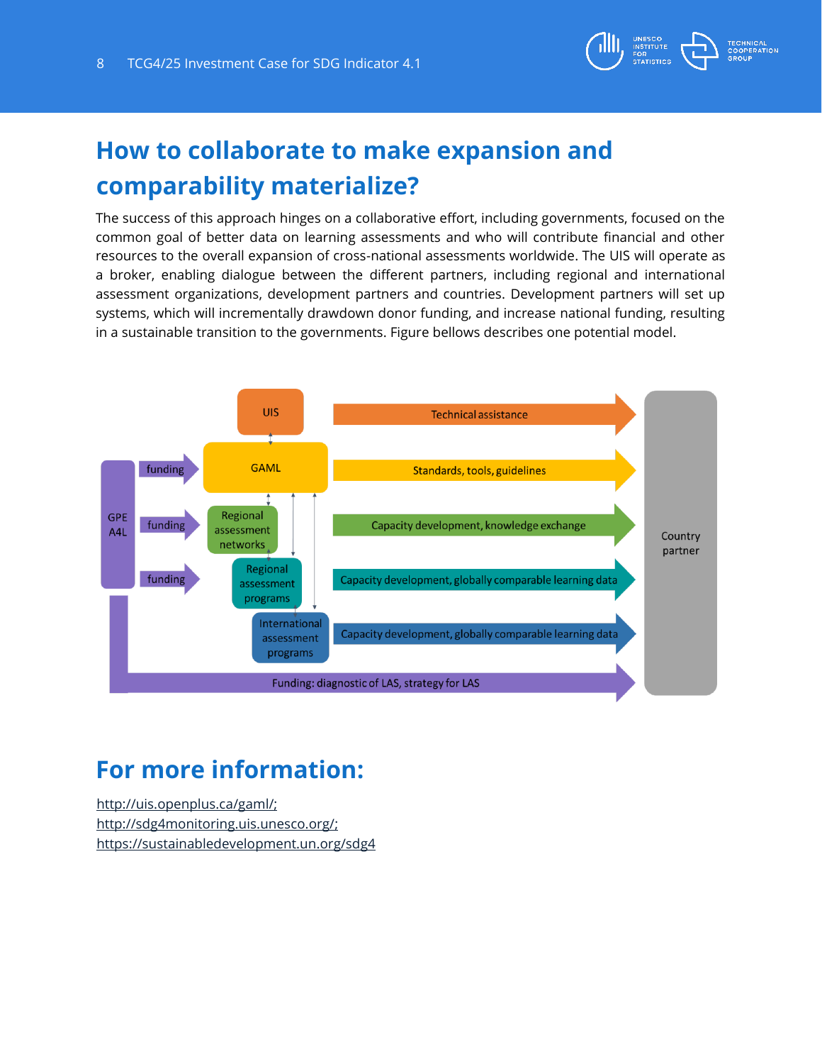## How to collaborate to make expansion and comparability materialize?

The success of this approach hinges on a collaborative effort, including governments, focused on the common goal of better data on learning assessments and who will contribute financial and other resources to the overall expansion of cross-national assessments worldwide. The UIS will operate as a broker, enabling dialogue between the different partners, including regional and international assessment organizations, development partners and countries. Development partners will set up systems, which will incrementally drawdown donor funding, and increase national funding, resulting in a sustainable transition to the governments. Figure bellows describes one potential model.

UIS

Technical assistance

GAML

Standards, tools, guidelines

GPE A4L

funding

funding

funding

Regional assessment networks

Capacity development, knowledge exchange

Regional assessment programs

Capacity development, globally comparable learning data

International assessment programs

Capacity development, globally comparable learning data

Funding: diagnostic of LAS, strategy for LAS

Country partner

## For more information:

http://uis.openplus.ca/gaml/;
http://sdg4monitoring.uis.unesco.org/;
https://sustainabledevelopment.un.org/sdg4